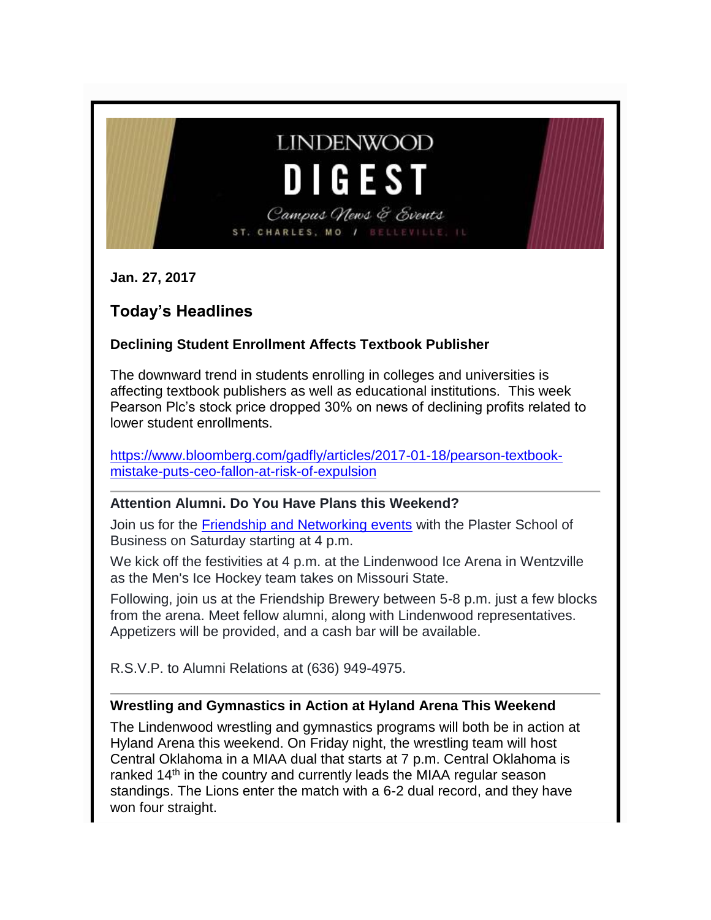# LINDENWOOD DIGEST

*Campus News & Events*

ST. CHARLES, MO / BELLEVILLE, IL

**Jan. 27, 2017**

## Today's Headlines

### Declining Student Enrollment Affects Textbook Publisher

The downward trend in students enrolling in colleges and universities is affecting textbook publishers as well as educational institutions. This week Pearson Plc's stock price dropped 30% on news of declining profits related to lower student enrollments.

https://www.bloomberg.com/gadfly/articles/2017-01-18/pearson-textbook-mistake-puts-ceo-fallon-at-risk-of-expulsion

---

### Attention Alumni. Do You Have Plans this Weekend?

Join us for the Friendship and Networking events with the Plaster School of Business on Saturday starting at 4 p.m.

We kick off the festivities at 4 p.m. at the Lindenwood Ice Arena in Wentzville as the Men's Ice Hockey team takes on Missouri State.

Following, join us at the Friendship Brewery between 5-8 p.m. just a few blocks from the arena. Meet fellow alumni, along with Lindenwood representatives. Appetizers will be provided, and a cash bar will be available.

R.S.V.P. to Alumni Relations at (636) 949-4975.

---

### Wrestling and Gymnastics in Action at Hyland Arena This Weekend

The Lindenwood wrestling and gymnastics programs will both be in action at Hyland Arena this weekend. On Friday night, the wrestling team will host Central Oklahoma in a MIAA dual that starts at 7 p.m. Central Oklahoma is ranked 14th in the country and currently leads the MIAA regular season standings. The Lions enter the match with a 6-2 dual record, and they have won four straight.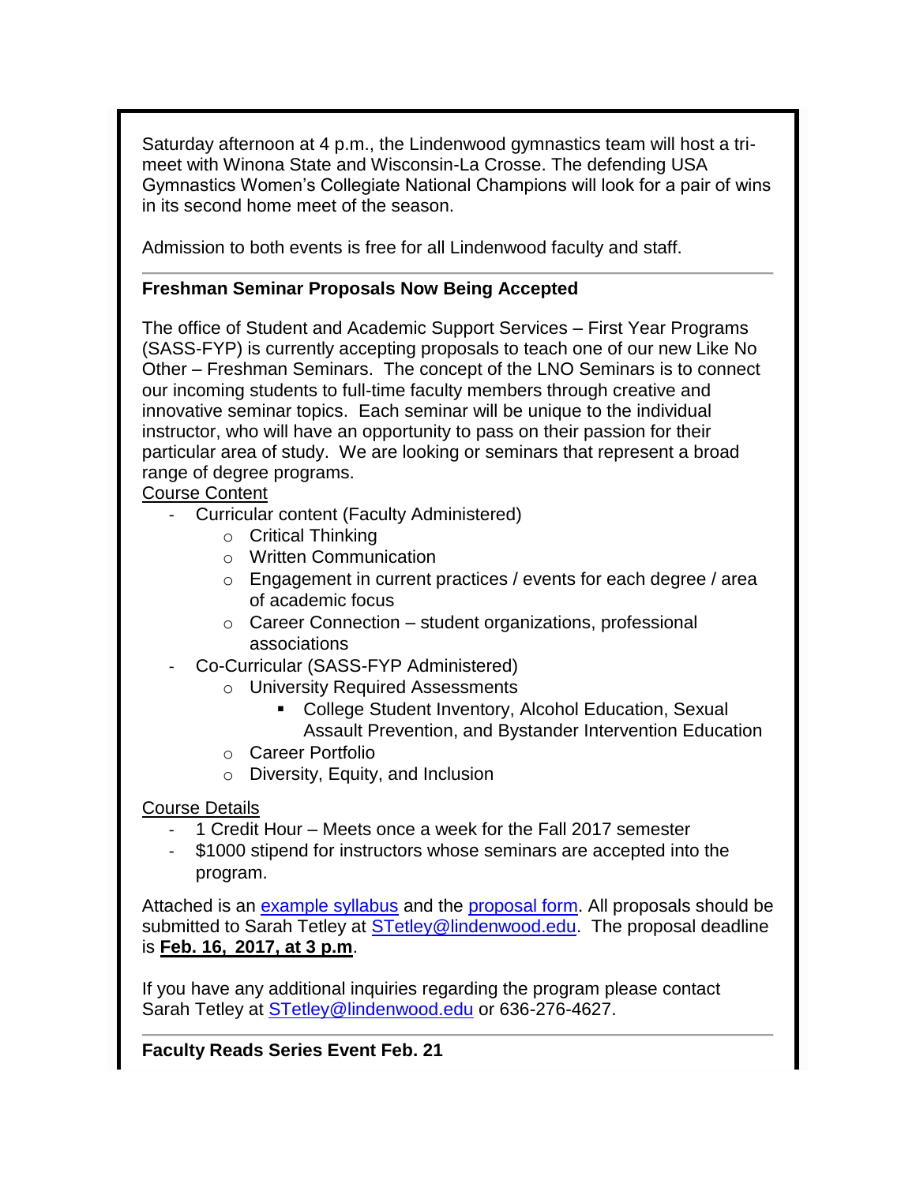Saturday afternoon at 4 p.m., the Lindenwood gymnastics team will host a tri-meet with Winona State and Wisconsin-La Crosse. The defending USA Gymnastics Women's Collegiate National Champions will look for a pair of wins in its second home meet of the season.

Admission to both events is free for all Lindenwood faculty and staff.

---

**Freshman Seminar Proposals Now Being Accepted**

The office of Student and Academic Support Services – First Year Programs (SASS-FYP) is currently accepting proposals to teach one of our new Like No Other – Freshman Seminars. The concept of the LNO Seminars is to connect our incoming students to full-time faculty members through creative and innovative seminar topics. Each seminar will be unique to the individual instructor, who will have an opportunity to pass on their passion for their particular area of study. We are looking or seminars that represent a broad range of degree programs.

<u>Course Content</u>

- Curricular content (Faculty Administered)
  - Critical Thinking
  - Written Communication
  - Engagement in current practices / events for each degree / area of academic focus
  - Career Connection – student organizations, professional associations
- Co-Curricular (SASS-FYP Administered)
  - University Required Assessments
    - College Student Inventory, Alcohol Education, Sexual Assault Prevention, and Bystander Intervention Education
  - Career Portfolio
  - Diversity, Equity, and Inclusion

<u>Course Details</u>

- 1 Credit Hour – Meets once a week for the Fall 2017 semester
- $1000 stipend for instructors whose seminars are accepted into the program.

Attached is an example syllabus and the proposal form. All proposals should be submitted to Sarah Tetley at STetley@lindenwood.edu. The proposal deadline is **<u>Feb. 16, 2017, at 3 p.m</u>**.

If you have any additional inquiries regarding the program please contact Sarah Tetley at STetley@lindenwood.edu or 636-276-4627.

---

**Faculty Reads Series Event Feb. 21**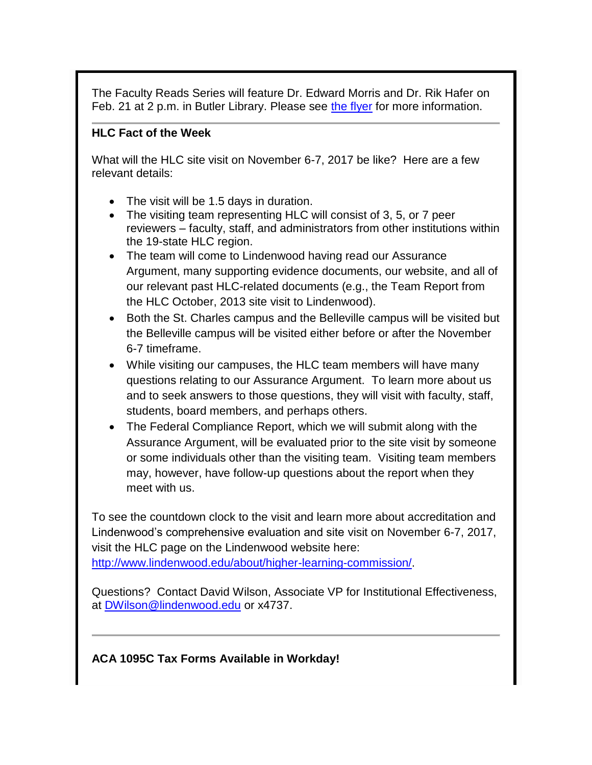The Faculty Reads Series will feature Dr. Edward Morris and Dr. Rik Hafer on Feb. 21 at 2 p.m. in Butler Library. Please see the flyer for more information.

---

**HLC Fact of the Week**

What will the HLC site visit on November 6-7, 2017 be like? Here are a few relevant details:

- The visit will be 1.5 days in duration.
- The visiting team representing HLC will consist of 3, 5, or 7 peer reviewers – faculty, staff, and administrators from other institutions within the 19-state HLC region.
- The team will come to Lindenwood having read our Assurance Argument, many supporting evidence documents, our website, and all of our relevant past HLC-related documents (e.g., the Team Report from the HLC October, 2013 site visit to Lindenwood).
- Both the St. Charles campus and the Belleville campus will be visited but the Belleville campus will be visited either before or after the November 6-7 timeframe.
- While visiting our campuses, the HLC team members will have many questions relating to our Assurance Argument. To learn more about us and to seek answers to those questions, they will visit with faculty, staff, students, board members, and perhaps others.
- The Federal Compliance Report, which we will submit along with the Assurance Argument, will be evaluated prior to the site visit by someone or some individuals other than the visiting team. Visiting team members may, however, have follow-up questions about the report when they meet with us.

To see the countdown clock to the visit and learn more about accreditation and Lindenwood's comprehensive evaluation and site visit on November 6-7, 2017, visit the HLC page on the Lindenwood website here: http://www.lindenwood.edu/about/higher-learning-commission/.

Questions? Contact David Wilson, Associate VP for Institutional Effectiveness, at DWilson@lindenwood.edu or x4737.

---

**ACA 1095C Tax Forms Available in Workday!**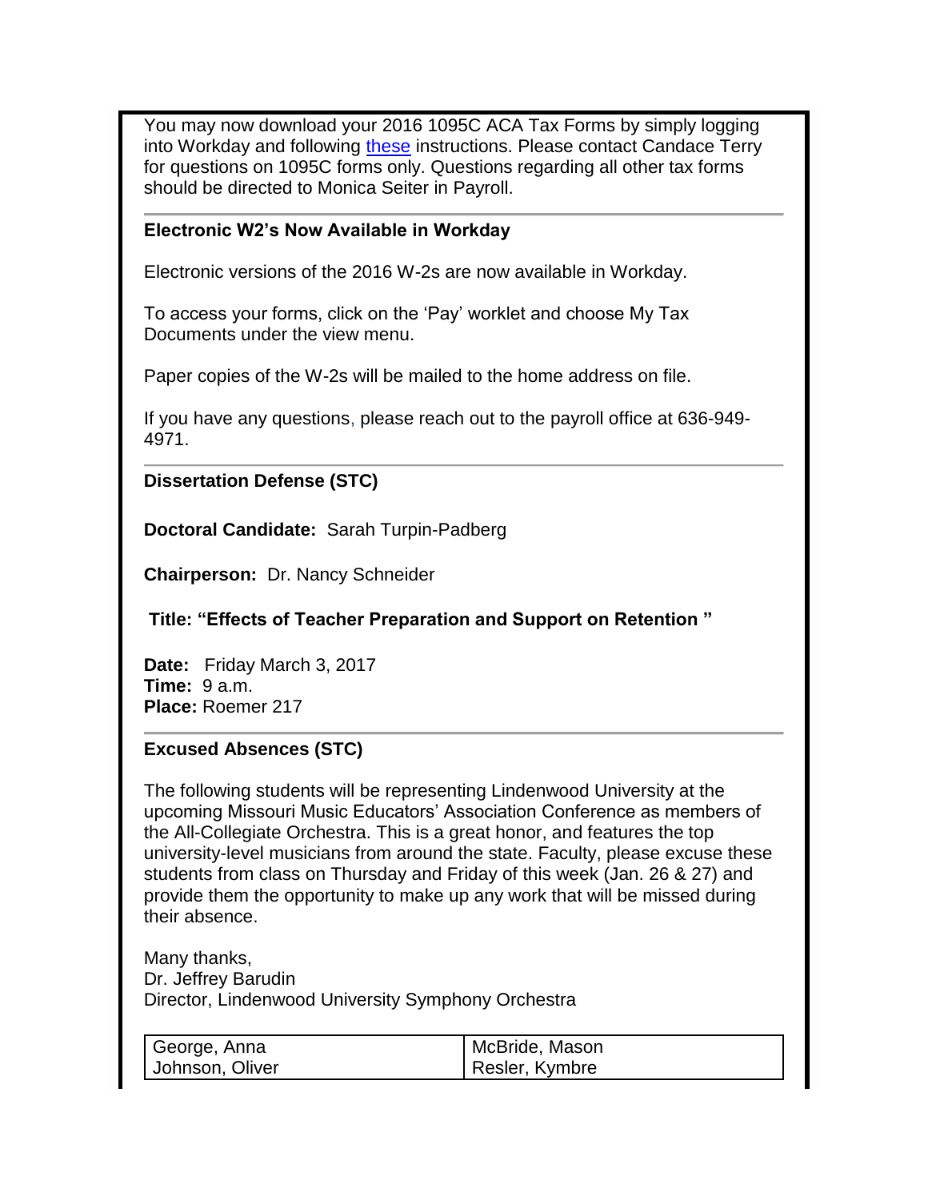You may now download your 2016 1095C ACA Tax Forms by simply logging into Workday and following these instructions. Please contact Candace Terry for questions on 1095C forms only. Questions regarding all other tax forms should be directed to Monica Seiter in Payroll.

---

**Electronic W2's Now Available in Workday**

Electronic versions of the 2016 W-2s are now available in Workday.

To access your forms, click on the 'Pay' worklet and choose My Tax Documents under the view menu.

Paper copies of the W-2s will be mailed to the home address on file.

If you have any questions, please reach out to the payroll office at 636-949-4971.

---

**Dissertation Defense (STC)**

**Doctoral Candidate:** Sarah Turpin-Padberg

**Chairperson:** Dr. Nancy Schneider

**Title: "Effects of Teacher Preparation and Support on Retention "**

**Date:** Friday March 3, 2017
**Time:** 9 a.m.
**Place:** Roemer 217

---

**Excused Absences (STC)**

The following students will be representing Lindenwood University at the upcoming Missouri Music Educators' Association Conference as members of the All-Collegiate Orchestra. This is a great honor, and features the top university-level musicians from around the state. Faculty, please excuse these students from class on Thursday and Friday of this week (Jan. 26 & 27) and provide them the opportunity to make up any work that will be missed during their absence.

Many thanks,
Dr. Jeffrey Barudin
Director, Lindenwood University Symphony Orchestra

| | |
|---|---|
| George, Anna | McBride, Mason |
| Johnson, Oliver | Resler, Kymbre |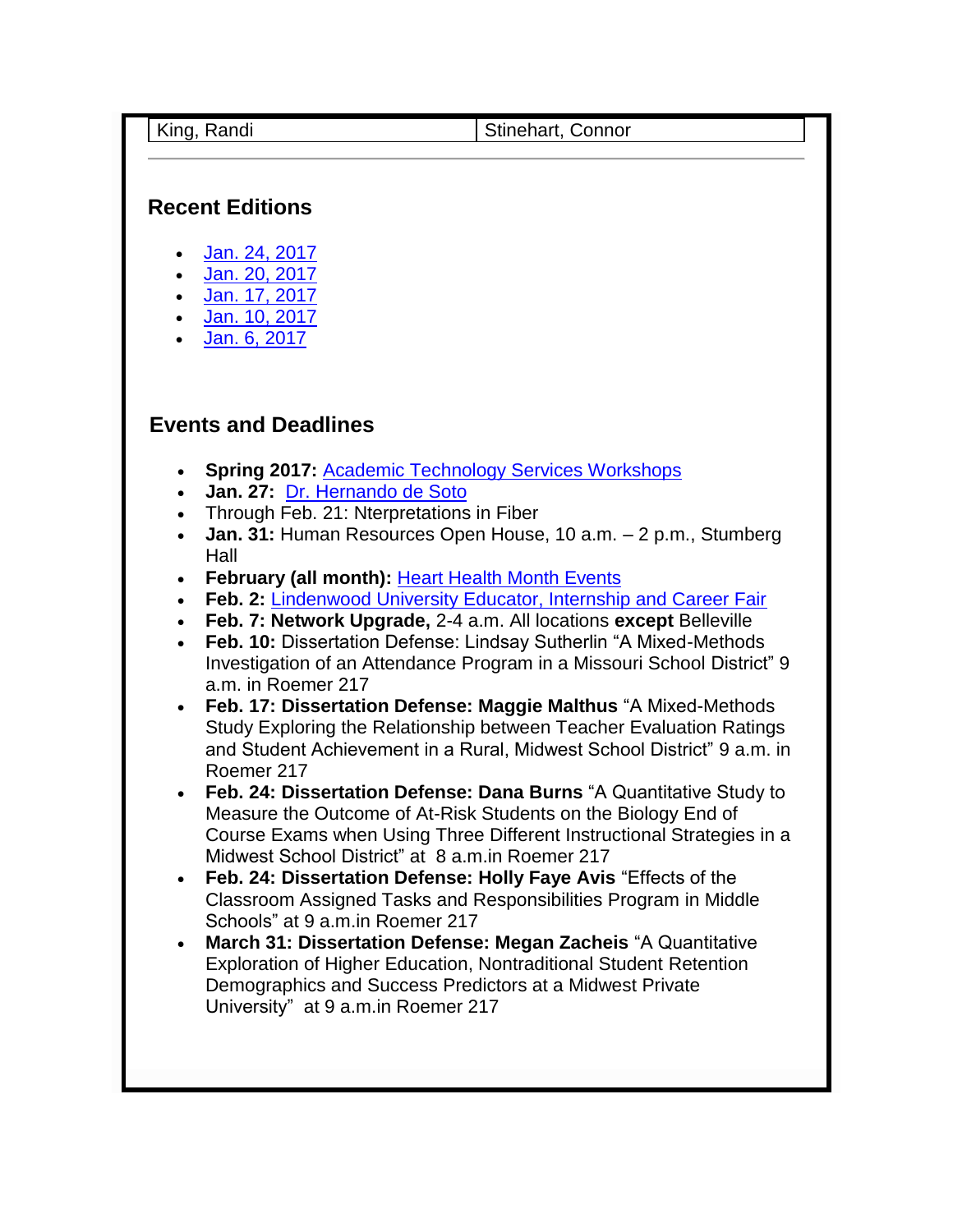| | |
|---|---|
| King, Randi | Stinehart, Connor |

---

## Recent Editions

- Jan. 24, 2017
- Jan. 20, 2017
- Jan. 17, 2017
- Jan. 10, 2017
- Jan. 6, 2017

## Events and Deadlines

- **Spring 2017:** Academic Technology Services Workshops
- **Jan. 27:** Dr. Hernando de Soto
- Through Feb. 21: Nterpretations in Fiber
- **Jan. 31:** Human Resources Open House, 10 a.m. – 2 p.m., Stumberg Hall
- **February (all month):** Heart Health Month Events
- **Feb. 2:** Lindenwood University Educator, Internship and Career Fair
- **Feb. 7: Network Upgrade,** 2-4 a.m. All locations **except** Belleville
- **Feb. 10:** Dissertation Defense: Lindsay Sutherlin "A Mixed-Methods Investigation of an Attendance Program in a Missouri School District" 9 a.m. in Roemer 217
- **Feb. 17: Dissertation Defense: Maggie Malthus** "A Mixed-Methods Study Exploring the Relationship between Teacher Evaluation Ratings and Student Achievement in a Rural, Midwest School District" 9 a.m. in Roemer 217
- **Feb. 24: Dissertation Defense: Dana Burns** "A Quantitative Study to Measure the Outcome of At-Risk Students on the Biology End of Course Exams when Using Three Different Instructional Strategies in a Midwest School District" at 8 a.m.in Roemer 217
- **Feb. 24: Dissertation Defense: Holly Faye Avis** "Effects of the Classroom Assigned Tasks and Responsibilities Program in Middle Schools" at 9 a.m.in Roemer 217
- **March 31: Dissertation Defense: Megan Zacheis** "A Quantitative Exploration of Higher Education, Nontraditional Student Retention Demographics and Success Predictors at a Midwest Private University" at 9 a.m.in Roemer 217